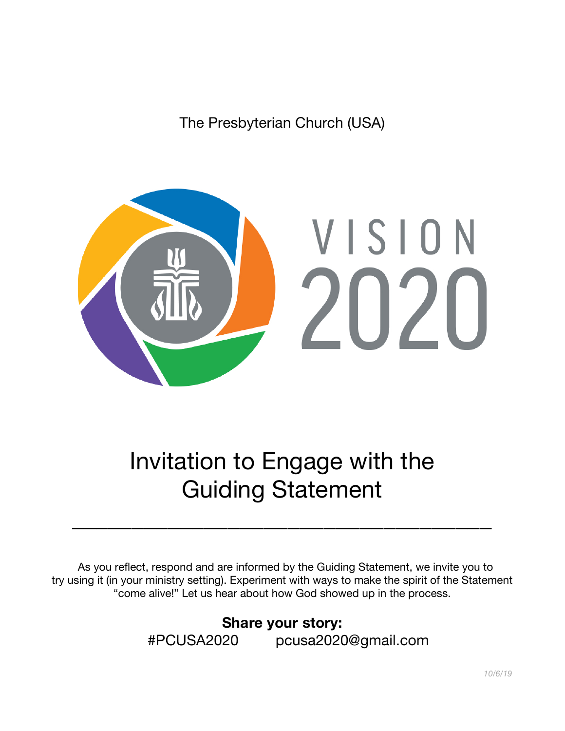The Presbyterian Church (USA)

VISION 2020

# Invitation to Engage with the Guiding Statement

---

As you reflect, respond and are informed by the Guiding Statement, we invite you to try using it (in your ministry setting). Experiment with ways to make the spirit of the Statement "come alive!" Let us hear about how God showed up in the process.

**Share your story:**
#PCUSA2020 pcusa2020@gmail.com

*10/6/19*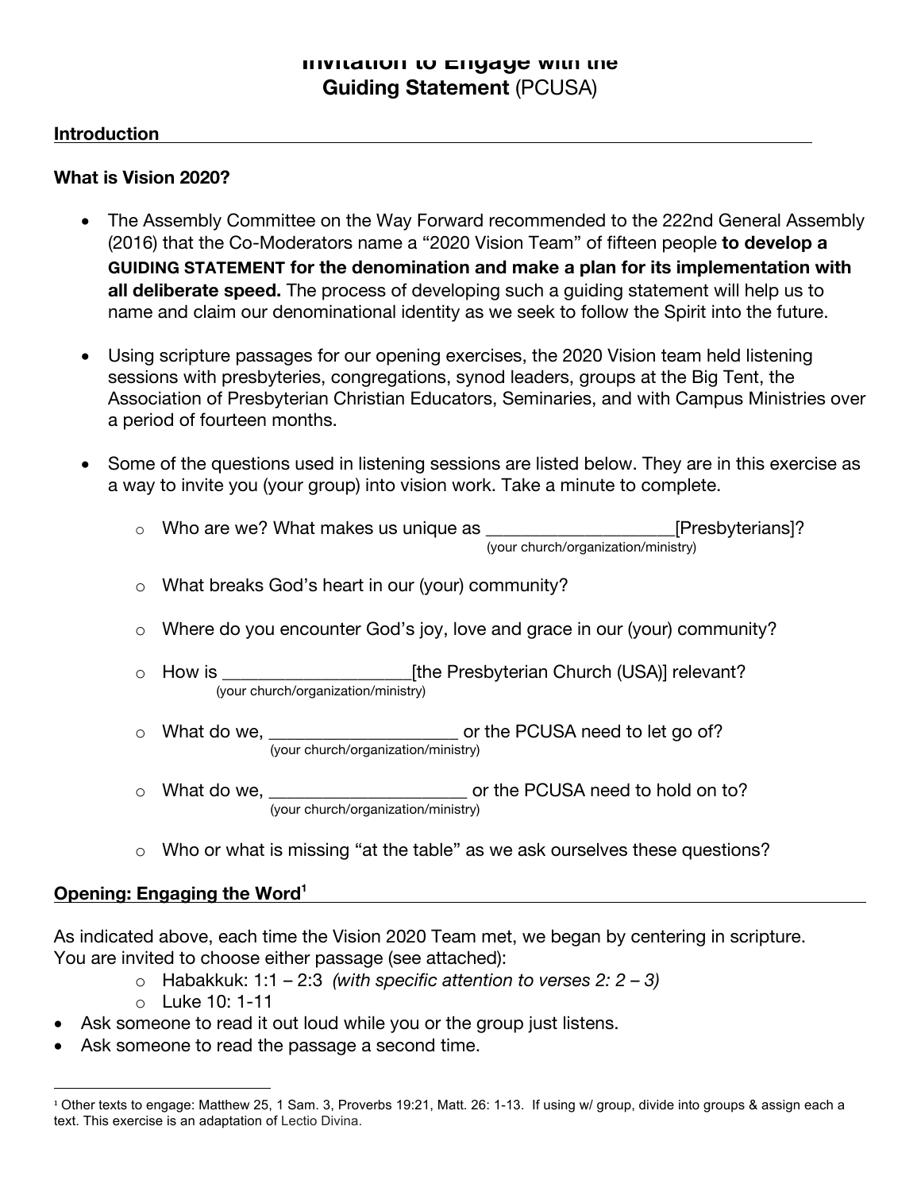# Invitation to Engage with the Guiding Statement (PCUSA)

## Introduction

### What is Vision 2020?

- The Assembly Committee on the Way Forward recommended to the 222nd General Assembly (2016) that the Co-Moderators name a "2020 Vision Team" of fifteen people **to develop a GUIDING STATEMENT for the denomination and make a plan for its implementation with all deliberate speed.** The process of developing such a guiding statement will help us to name and claim our denominational identity as we seek to follow the Spirit into the future.

- Using scripture passages for our opening exercises, the 2020 Vision team held listening sessions with presbyteries, congregations, synod leaders, groups at the Big Tent, the Association of Presbyterian Christian Educators, Seminaries, and with Campus Ministries over a period of fourteen months.

- Some of the questions used in listening sessions are listed below. They are in this exercise as a way to invite you (your group) into vision work. Take a minute to complete.
    - Who are we? What makes us unique as ____________________[Presbyterians]?
      (your church/organization/ministry)
    - What breaks God's heart in our (your) community?
    - Where do you encounter God's joy, love and grace in our (your) community?
    - How is ____________________[the Presbyterian Church (USA)] relevant?
      (your church/organization/ministry)
    - What do we, ____________________ or the PCUSA need to let go of?
      (your church/organization/ministry)
    - What do we, ______________________ or the PCUSA need to hold on to?
      (your church/organization/ministry)
    - Who or what is missing "at the table" as we ask ourselves these questions?

## Opening: Engaging the Word[1]

As indicated above, each time the Vision 2020 Team met, we began by centering in scripture. You are invited to choose either passage (see attached):

- Habakkuk: 1:1 – 2:3 *(with specific attention to verses 2: 2 – 3)*
- Luke 10: 1-11

- Ask someone to read it out loud while you or the group just listens.
- Ask someone to read the passage a second time.

---

[1] Other texts to engage: Matthew 25, 1 Sam. 3, Proverbs 19:21, Matt. 26: 1-13. If using w/ group, divide into groups & assign each a text. This exercise is an adaptation of Lectio Divina.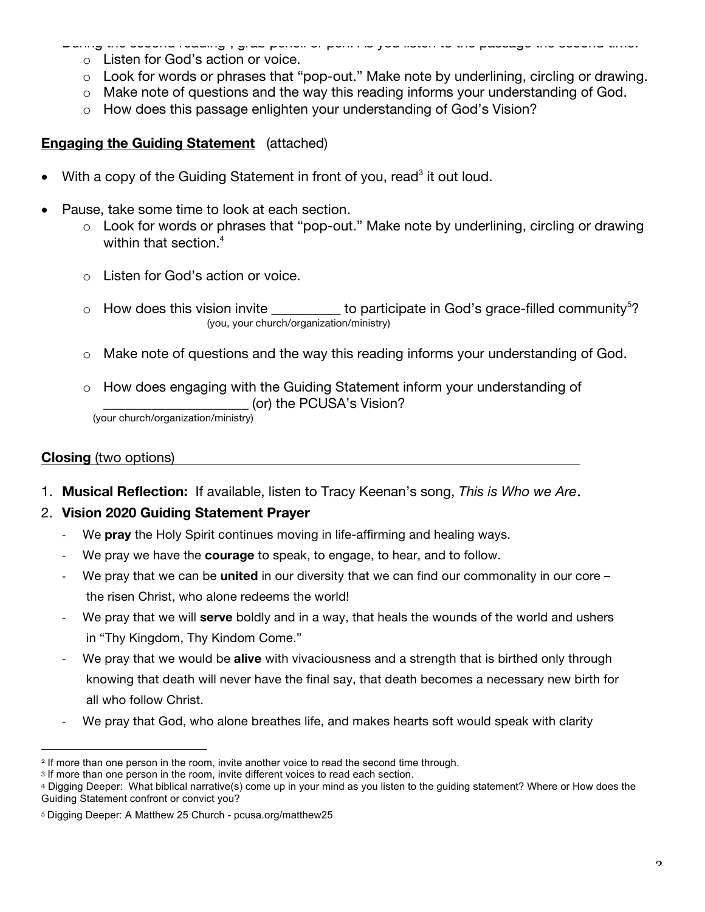During the second reading[2], grab pencil or pen. As you listen to the passage the second time:

- Listen for God's action or voice.
- Look for words or phrases that "pop-out." Make note by underlining, circling or drawing.
- Make note of questions and the way this reading informs your understanding of God.
- How does this passage enlighten your understanding of God's Vision?

**Engaging the Guiding Statement** (attached)

- With a copy of the Guiding Statement in front of you, read[3] it out loud.
- Pause, take some time to look at each section.
  - Look for words or phrases that "pop-out." Make note by underlining, circling or drawing within that section.[4]
  - Listen for God's action or voice.
  - How does this vision invite _________ (you, your church/organization/ministry) to participate in God's grace-filled community[5]?
  - Make note of questions and the way this reading informs your understanding of God.
  - How does engaging with the Guiding Statement inform your understanding of ____________________ (your church/organization/ministry) (or) the PCUSA's Vision?

**Closing** (two options)

1. **Musical Reflection:** If available, listen to Tracy Keenan's song, *This is Who we Are*.
2. **Vision 2020 Guiding Statement Prayer**
   - We **pray** the Holy Spirit continues moving in life-affirming and healing ways.
   - We pray we have the **courage** to speak, to engage, to hear, and to follow.
   - We pray that we can be **united** in our diversity that we can find our commonality in our core – the risen Christ, who alone redeems the world!
   - We pray that we will **serve** boldly and in a way, that heals the wounds of the world and ushers in "Thy Kingdom, Thy Kindom Come."
   - We pray that we would be **alive** with vivaciousness and a strength that is birthed only through knowing that death will never have the final say, that death becomes a necessary new birth for all who follow Christ.
   - We pray that God, who alone breathes life, and makes hearts soft would speak with clarity

---

[2] If more than one person in the room, invite another voice to read the second time through.

[3] If more than one person in the room, invite different voices to read each section.

[4] Digging Deeper: What biblical narrative(s) come up in your mind as you listen to the guiding statement? Where or How does the Guiding Statement confront or convict you?

[5] Digging Deeper: A Matthew 25 Church - pcusa.org/matthew25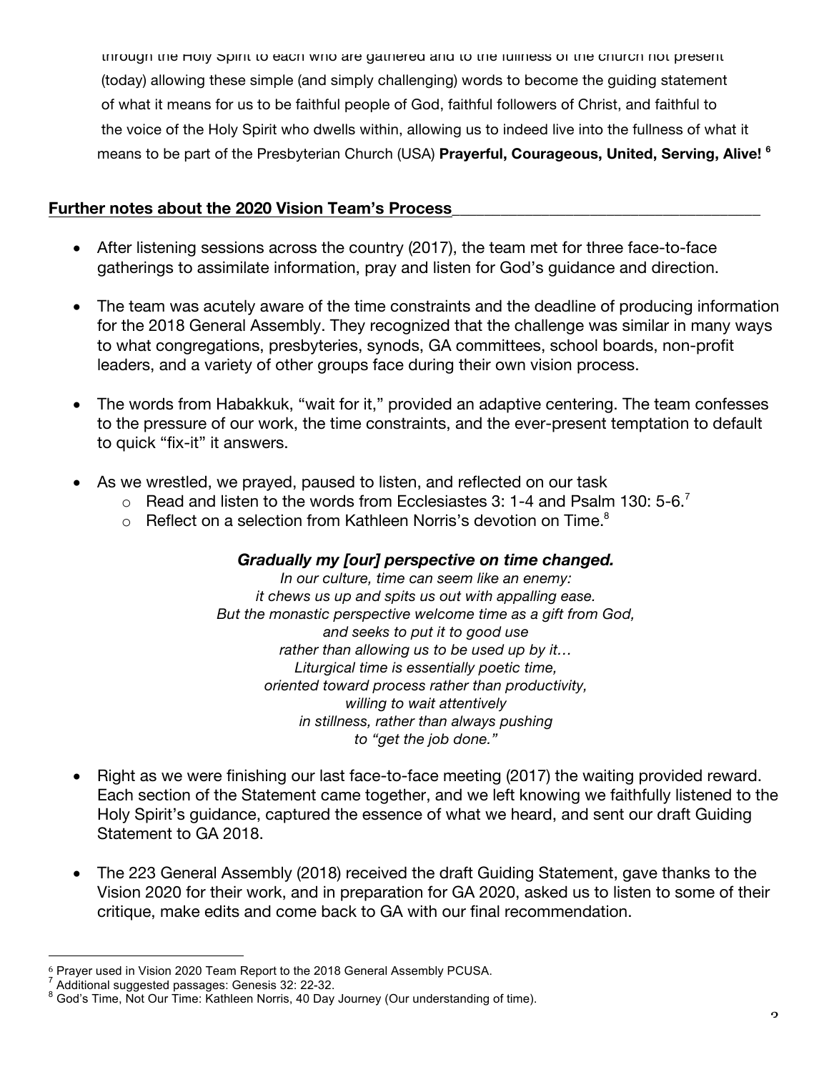through the Holy Spirit to each who are gathered and to the fullness of the church not present (today) allowing these simple (and simply challenging) words to become the guiding statement of what it means for us to be faithful people of God, faithful followers of Christ, and faithful to the voice of the Holy Spirit who dwells within, allowing us to indeed live into the fullness of what it means to be part of the Presbyterian Church (USA) **Prayerful, Courageous, United, Serving, Alive!** [6]

**Further notes about the 2020 Vision Team's Process**

- After listening sessions across the country (2017), the team met for three face-to-face gatherings to assimilate information, pray and listen for God's guidance and direction.
- The team was acutely aware of the time constraints and the deadline of producing information for the 2018 General Assembly. They recognized that the challenge was similar in many ways to what congregations, presbyteries, synods, GA committees, school boards, non-profit leaders, and a variety of other groups face during their own vision process.
- The words from Habakkuk, "wait for it," provided an adaptive centering. The team confesses to the pressure of our work, the time constraints, and the ever-present temptation to default to quick "fix-it" it answers.
- As we wrestled, we prayed, paused to listen, and reflected on our task
  - Read and listen to the words from Ecclesiastes 3: 1-4 and Psalm 130: 5-6.[7]
  - Reflect on a selection from Kathleen Norris's devotion on Time.[8]

***Gradually my [our] perspective on time changed.***
*In our culture, time can seem like an enemy:*
*it chews us up and spits us out with appalling ease.*
*But the monastic perspective welcome time as a gift from God,*
*and seeks to put it to good use*
*rather than allowing us to be used up by it…*
*Liturgical time is essentially poetic time,*
*oriented toward process rather than productivity,*
*willing to wait attentively*
*in stillness, rather than always pushing*
*to "get the job done."*

- Right as we were finishing our last face-to-face meeting (2017) the waiting provided reward. Each section of the Statement came together, and we left knowing we faithfully listened to the Holy Spirit's guidance, captured the essence of what we heard, and sent our draft Guiding Statement to GA 2018.
- The 223 General Assembly (2018) received the draft Guiding Statement, gave thanks to the Vision 2020 for their work, and in preparation for GA 2020, asked us to listen to some of their critique, make edits and come back to GA with our final recommendation.

---

[6] Prayer used in Vision 2020 Team Report to the 2018 General Assembly PCUSA.
[7] Additional suggested passages: Genesis 32: 22-32.
[8] God's Time, Not Our Time: Kathleen Norris, 40 Day Journey (Our understanding of time).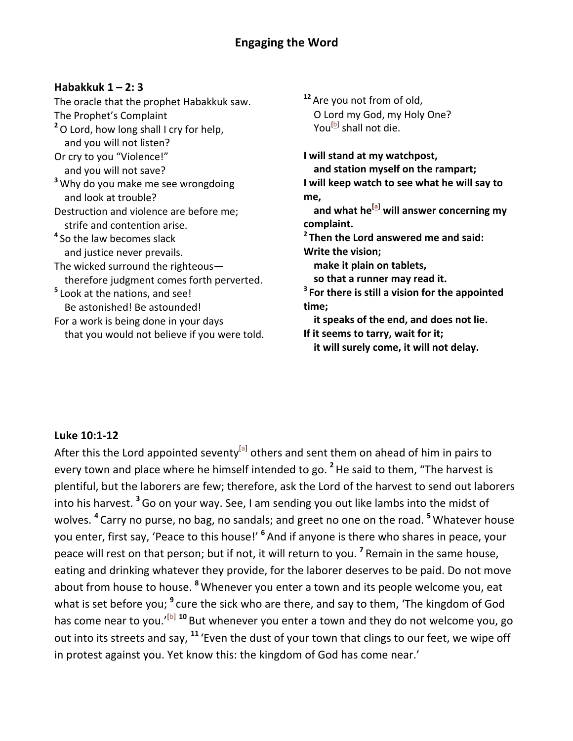## Engaging the Word

**Habakkuk 1 – 2: 3**

The oracle that the prophet Habakkuk saw.

The Prophet's Complaint

[2] O Lord, how long shall I cry for help,
and you will not listen?
Or cry to you "Violence!"
and you will not save?
[3] Why do you make me see wrongdoing
and look at trouble?
Destruction and violence are before me;
strife and contention arise.
[4] So the law becomes slack
and justice never prevails.
The wicked surround the righteous—
therefore judgment comes forth perverted.
[5] Look at the nations, and see!
Be astonished! Be astounded!
For a work is being done in your days
that you would not believe if you were told.

[12] Are you not from of old,
O Lord my God, my Holy One?
You[b] shall not die.

**I will stand at my watchpost,**
**and station myself on the rampart;**
**I will keep watch to see what he will say to me,**
**and what he[a] will answer concerning my complaint.**
**[2] Then the Lord answered me and said:**
**Write the vision;**
**make it plain on tablets,**
**so that a runner may read it.**
**[3] For there is still a vision for the appointed time;**
**it speaks of the end, and does not lie.**
**If it seems to tarry, wait for it;**
**it will surely come, it will not delay.**

**Luke 10:1-12**

After this the Lord appointed seventy[a] others and sent them on ahead of him in pairs to every town and place where he himself intended to go. [2] He said to them, "The harvest is plentiful, but the laborers are few; therefore, ask the Lord of the harvest to send out laborers into his harvest. [3] Go on your way. See, I am sending you out like lambs into the midst of wolves. [4] Carry no purse, no bag, no sandals; and greet no one on the road. [5] Whatever house you enter, first say, 'Peace to this house!' [6] And if anyone is there who shares in peace, your peace will rest on that person; but if not, it will return to you. [7] Remain in the same house, eating and drinking whatever they provide, for the laborer deserves to be paid. Do not move about from house to house. [8] Whenever you enter a town and its people welcome you, eat what is set before you; [9] cure the sick who are there, and say to them, 'The kingdom of God has come near to you.'[b] [10] But whenever you enter a town and they do not welcome you, go out into its streets and say, [11] 'Even the dust of your town that clings to our feet, we wipe off in protest against you. Yet know this: the kingdom of God has come near.'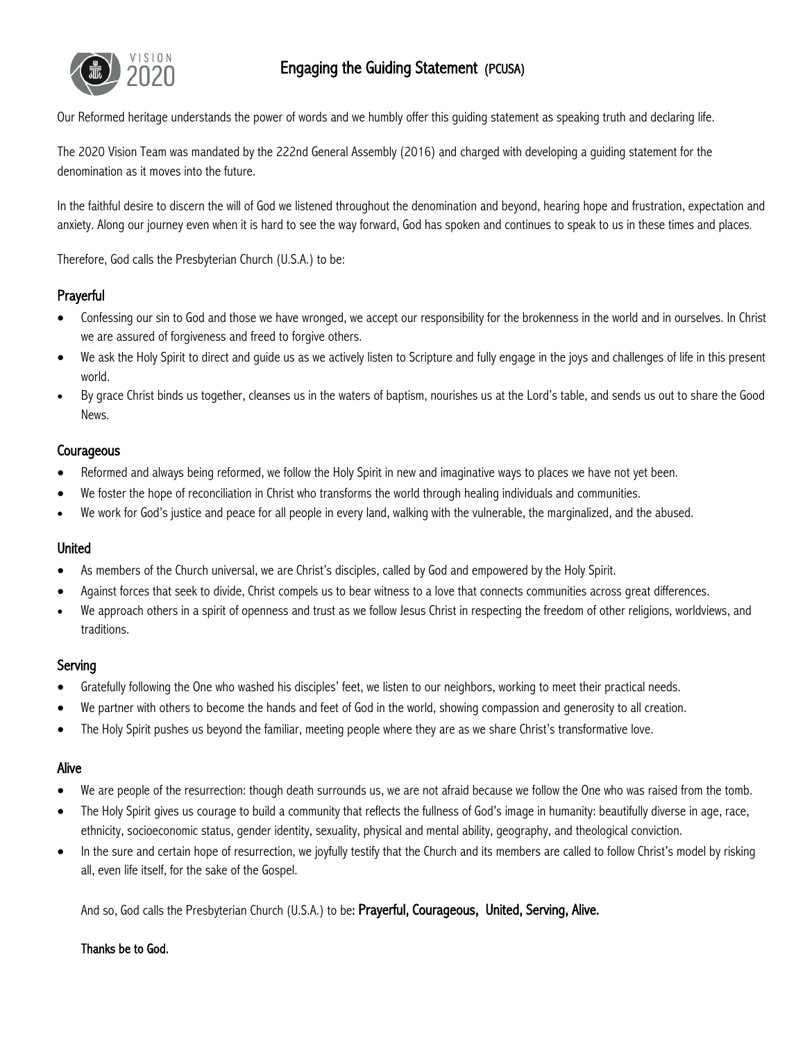# Engaging the Guiding Statement (PCUSA)

Our Reformed heritage understands the power of words and we humbly offer this guiding statement as speaking truth and declaring life.

The 2020 Vision Team was mandated by the 222nd General Assembly (2016) and charged with developing a guiding statement for the denomination as it moves into the future.

In the faithful desire to discern the will of God we listened throughout the denomination and beyond, hearing hope and frustration, expectation and anxiety. Along our journey even when it is hard to see the way forward, God has spoken and continues to speak to us in these times and places.

Therefore, God calls the Presbyterian Church (U.S.A.) to be:

## Prayerful

- Confessing our sin to God and those we have wronged, we accept our responsibility for the brokenness in the world and in ourselves. In Christ we are assured of forgiveness and freed to forgive others.
- We ask the Holy Spirit to direct and guide us as we actively listen to Scripture and fully engage in the joys and challenges of life in this present world.
- By grace Christ binds us together, cleanses us in the waters of baptism, nourishes us at the Lord's table, and sends us out to share the Good News.

## Courageous

- Reformed and always being reformed, we follow the Holy Spirit in new and imaginative ways to places we have not yet been.
- We foster the hope of reconciliation in Christ who transforms the world through healing individuals and communities.
- We work for God's justice and peace for all people in every land, walking with the vulnerable, the marginalized, and the abused.

## United

- As members of the Church universal, we are Christ's disciples, called by God and empowered by the Holy Spirit.
- Against forces that seek to divide, Christ compels us to bear witness to a love that connects communities across great differences.
- We approach others in a spirit of openness and trust as we follow Jesus Christ in respecting the freedom of other religions, worldviews, and traditions.

## Serving

- Gratefully following the One who washed his disciples' feet, we listen to our neighbors, working to meet their practical needs.
- We partner with others to become the hands and feet of God in the world, showing compassion and generosity to all creation.
- The Holy Spirit pushes us beyond the familiar, meeting people where they are as we share Christ's transformative love.

## Alive

- We are people of the resurrection: though death surrounds us, we are not afraid because we follow the One who was raised from the tomb.
- The Holy Spirit gives us courage to build a community that reflects the fullness of God's image in humanity: beautifully diverse in age, race, ethnicity, socioeconomic status, gender identity, sexuality, physical and mental ability, geography, and theological conviction.
- In the sure and certain hope of resurrection, we joyfully testify that the Church and its members are called to follow Christ's model by risking all, even life itself, for the sake of the Gospel.

And so, God calls the Presbyterian Church (U.S.A.) to be: **Prayerful, Courageous, United, Serving, Alive.**

**Thanks be to God.**